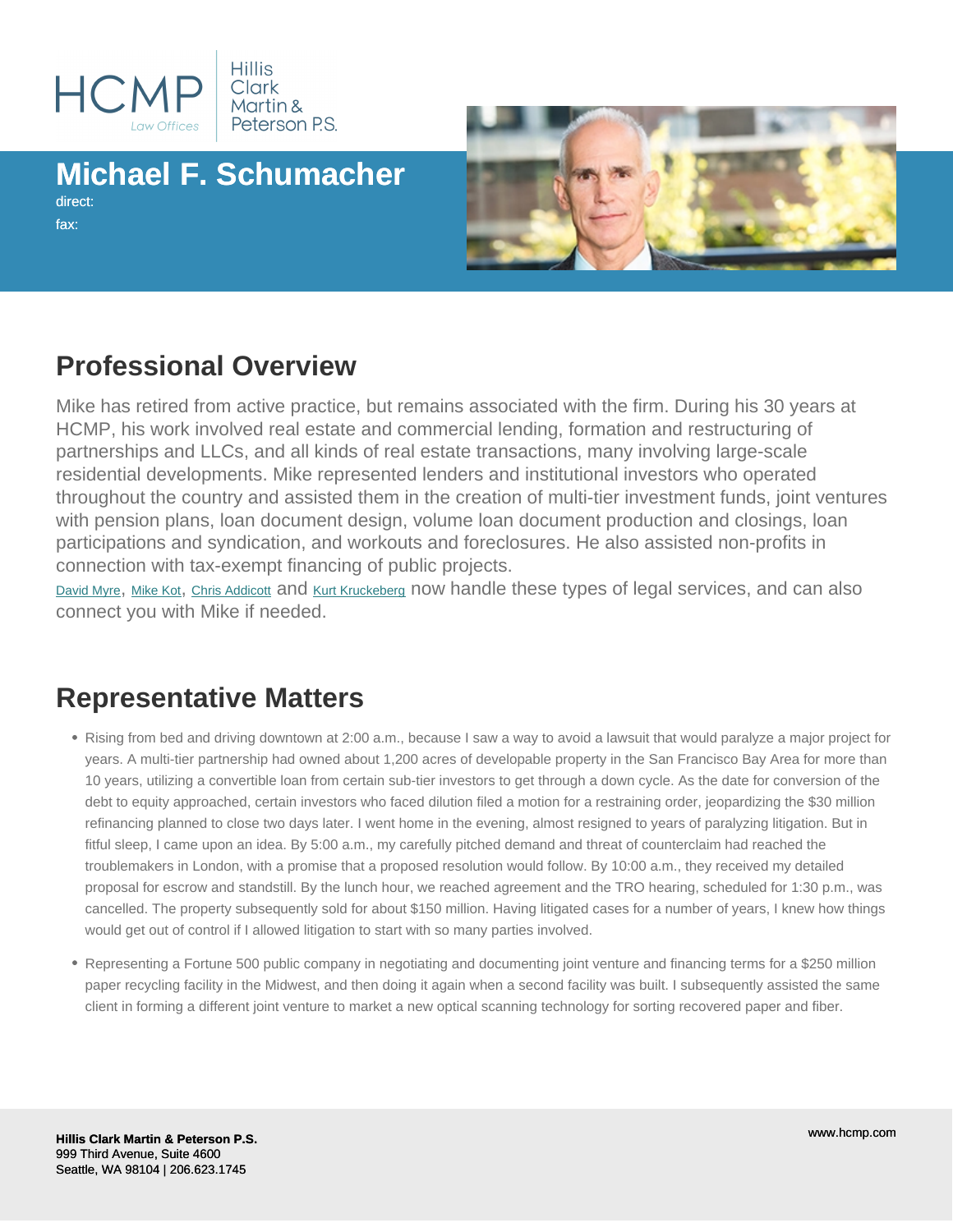HCMP Law Offices | Hillis Clark Martin & Peterson P.S.

# Michael F. Schumacher

direct:

fax:

## Professional Overview

Mike has retired from active practice, but remains associated with the firm. During his 30 years at HCMP, his work involved real estate and commercial lending, formation and restructuring of partnerships and LLCs, and all kinds of real estate transactions, many involving large-scale residential developments. Mike represented lenders and institutional investors who operated throughout the country and assisted them in the creation of multi-tier investment funds, joint ventures with pension plans, loan document design, volume loan document production and closings, loan participations and syndication, and workouts and foreclosures. He also assisted non-profits in connection with tax-exempt financing of public projects.

David Myre, Mike Kot, Chris Addicott and Kurt Kruckeberg now handle these types of legal services, and can also connect you with Mike if needed.

## Representative Matters

- Rising from bed and driving downtown at 2:00 a.m., because I saw a way to avoid a lawsuit that would paralyze a major project for years. A multi-tier partnership had owned about 1,200 acres of developable property in the San Francisco Bay Area for more than 10 years, utilizing a convertible loan from certain sub-tier investors to get through a down cycle. As the date for conversion of the debt to equity approached, certain investors who faced dilution filed a motion for a restraining order, jeopardizing the $30 million refinancing planned to close two days later. I went home in the evening, almost resigned to years of paralyzing litigation. But in fitful sleep, I came upon an idea. By 5:00 a.m., my carefully pitched demand and threat of counterclaim had reached the troublemakers in London, with a promise that a proposed resolution would follow. By 10:00 a.m., they received my detailed proposal for escrow and standstill. By the lunch hour, we reached agreement and the TRO hearing, scheduled for 1:30 p.m., was cancelled. The property subsequently sold for about $150 million. Having litigated cases for a number of years, I knew how things would get out of control if I allowed litigation to start with so many parties involved.
- Representing a Fortune 500 public company in negotiating and documenting joint venture and financing terms for a $250 million paper recycling facility in the Midwest, and then doing it again when a second facility was built. I subsequently assisted the same client in forming a different joint venture to market a new optical scanning technology for sorting recovered paper and fiber.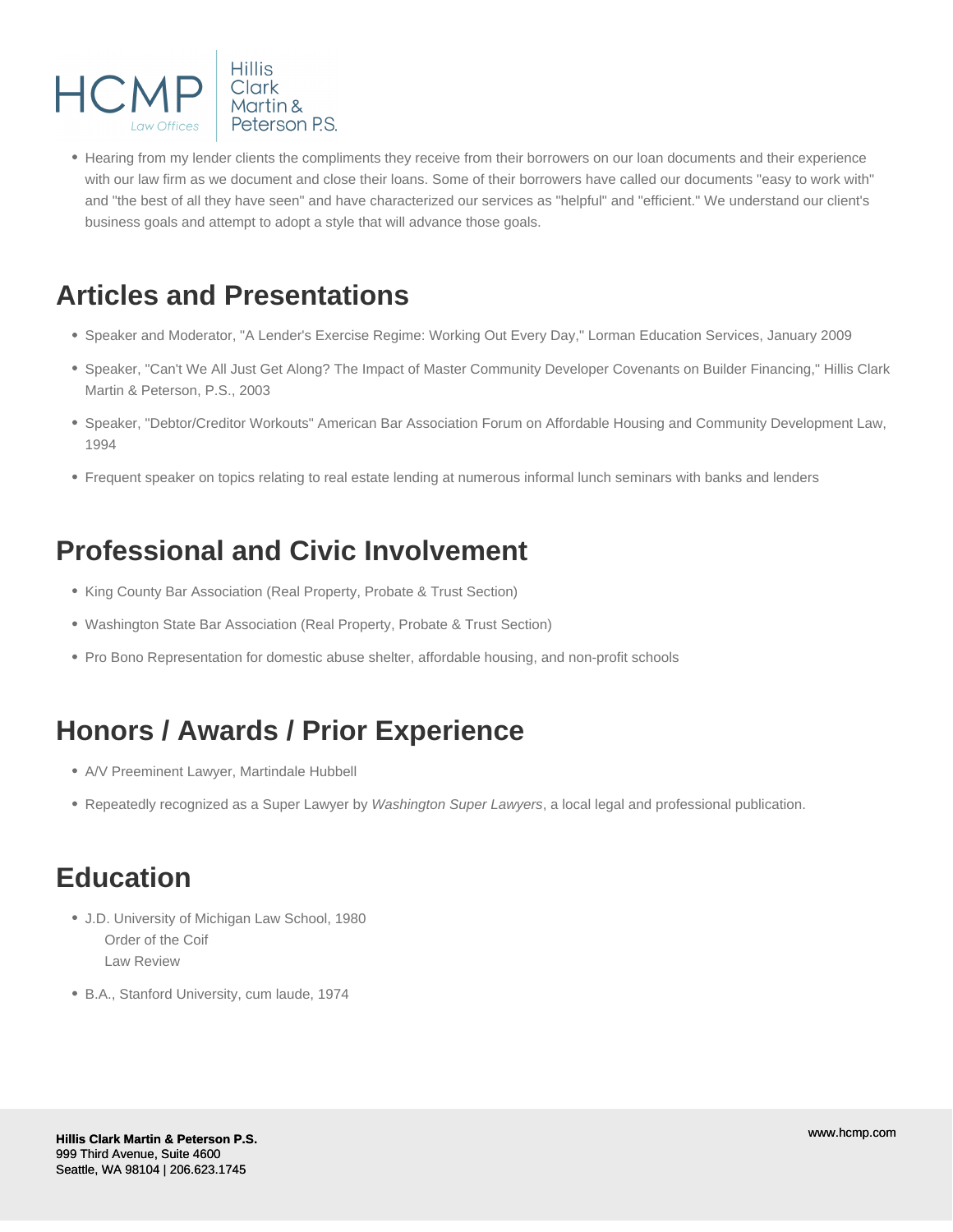- Hearing from my lender clients the compliments they receive from their borrowers on our loan documents and their experience with our law firm as we document and close their loans. Some of their borrowers have called our documents "easy to work with" and "the best of all they have seen" and have characterized our services as "helpful" and "efficient." We understand our client's business goals and attempt to adopt a style that will advance those goals.

## Articles and Presentations

- Speaker and Moderator, "A Lender's Exercise Regime: Working Out Every Day," Lorman Education Services, January 2009
- Speaker, "Can't We All Just Get Along? The Impact of Master Community Developer Covenants on Builder Financing," Hillis Clark Martin & Peterson, P.S., 2003
- Speaker, "Debtor/Creditor Workouts" American Bar Association Forum on Affordable Housing and Community Development Law, 1994
- Frequent speaker on topics relating to real estate lending at numerous informal lunch seminars with banks and lenders

## Professional and Civic Involvement

- King County Bar Association (Real Property, Probate & Trust Section)
- Washington State Bar Association (Real Property, Probate & Trust Section)
- Pro Bono Representation for domestic abuse shelter, affordable housing, and non-profit schools

## Honors / Awards / Prior Experience

- A/V Preeminent Lawyer, Martindale Hubbell
- Repeatedly recognized as a Super Lawyer by *Washington Super Lawyers*, a local legal and professional publication.

## Education

- J.D. University of Michigan Law School, 1980
  Order of the Coif
  Law Review
- B.A., Stanford University, cum laude, 1974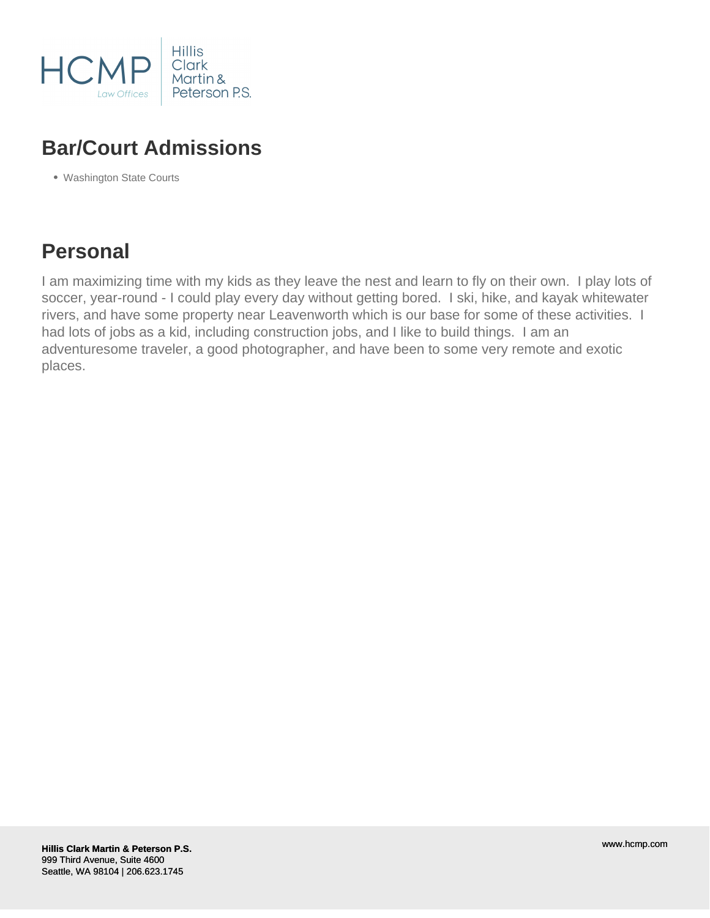## Bar/Court Admissions

- Washington State Courts

## Personal

I am maximizing time with my kids as they leave the nest and learn to fly on their own. I play lots of soccer, year-round - I could play every day without getting bored. I ski, hike, and kayak whitewater rivers, and have some property near Leavenworth which is our base for some of these activities. I had lots of jobs as a kid, including construction jobs, and I like to build things. I am an adventuresome traveler, a good photographer, and have been to some very remote and exotic places.